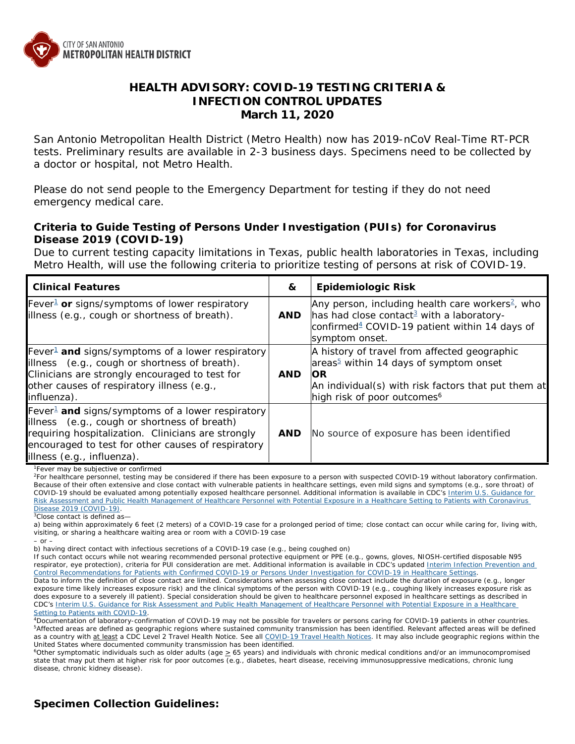CITY OF SAN ANTONIO
METROPOLITAN HEALTH DISTRICT

# HEALTH ADVISORY: COVID-19 TESTING CRITERIA & INFECTION CONTROL UPDATES
## March 11, 2020

San Antonio Metropolitan Health District (Metro Health) now has 2019-nCoV Real-Time RT-PCR tests. Preliminary results are available in 2-3 business days. Specimens need to be collected by a doctor or hospital, not Metro Health.

Please do not send people to the Emergency Department for testing if they do not need emergency medical care.

### Criteria to Guide Testing of Persons Under Investigation (PUIs) for Coronavirus Disease 2019 (COVID-19)

Due to current testing capacity limitations in Texas, public health laboratories in Texas, including Metro Health, will use the following criteria to prioritize testing of persons at risk of COVID-19.

| Clinical Features | & | Epidemiologic Risk |
|---|---|---|
| Fever[1] **or** signs/symptoms of lower respiratory illness (e.g., cough or shortness of breath). | **AND** | Any person, including health care workers[2], who has had close contact[3] with a laboratory-confirmed[4] COVID-19 patient within 14 days of symptom onset. |
| Fever[1] **and** signs/symptoms of a lower respiratory illness (e.g., cough or shortness of breath). Clinicians are strongly encouraged to test for other causes of respiratory illness (e.g., influenza). | **AND** | A history of travel from affected geographic areas[5] within 14 days of symptom onset **OR** An individual(s) with risk factors that put them at high risk of poor outcomes[6] |
| Fever[1] **and** signs/symptoms of a lower respiratory illness (e.g., cough or shortness of breath) requiring hospitalization. Clinicians are strongly encouraged to test for other causes of respiratory illness (e.g., influenza). | **AND** | No source of exposure has been identified |

[1]Fever may be subjective or confirmed

[2]For healthcare personnel, testing may be considered if there has been exposure to a person with suspected COVID-19 without laboratory confirmation. Because of their often extensive and close contact with vulnerable patients in healthcare settings, even mild signs and symptoms (e.g., sore throat) of COVID-19 should be evaluated among potentially exposed healthcare personnel. Additional information is available in CDC's Interim U.S. Guidance for Risk Assessment and Public Health Management of Healthcare Personnel with Potential Exposure in a Healthcare Setting to Patients with Coronavirus Disease 2019 (COVID-19).

[3]Close contact is defined as—

a) being within approximately 6 feet (2 meters) of a COVID-19 case for a prolonged period of time; close contact can occur while caring for, living with, visiting, or sharing a healthcare waiting area or room with a COVID-19 case

– or –

b) having direct contact with infectious secretions of a COVID-19 case (e.g., being coughed on)

If such contact occurs while not wearing recommended personal protective equipment or PPE (e.g., gowns, gloves, NIOSH-certified disposable N95 respirator, eye protection), criteria for PUI consideration are met. Additional information is available in CDC's updated Interim Infection Prevention and Control Recommendations for Patients with Confirmed COVID-19 or Persons Under Investigation for COVID-19 in Healthcare Settings.

Data to inform the definition of close contact are limited. Considerations when assessing close contact include the duration of exposure (e.g., longer exposure time likely increases exposure risk) and the clinical symptoms of the person with COVID-19 (e.g., coughing likely increases exposure risk as does exposure to a severely ill patient). Special consideration should be given to healthcare personnel exposed in healthcare settings as described in CDC's Interim U.S. Guidance for Risk Assessment and Public Health Management of Healthcare Personnel with Potential Exposure in a Healthcare Setting to Patients with COVID-19.

[4]Documentation of laboratory-confirmation of COVID-19 may not be possible for travelers or persons caring for COVID-19 patients in other countries.

[5]Affected areas are defined as geographic regions where sustained community transmission has been identified. Relevant affected areas will be defined as a country with at least a CDC Level 2 Travel Health Notice. See all COVID-19 Travel Health Notices. It may also include geographic regions within the United States where documented community transmission has been identified.

[6]Other symptomatic individuals such as older adults (age $\geq$ 65 years) and individuals with chronic medical conditions and/or an immunocompromised state that may put them at higher risk for poor outcomes (e.g., diabetes, heart disease, receiving immunosuppressive medications, chronic lung disease, chronic kidney disease).

### Specimen Collection Guidelines: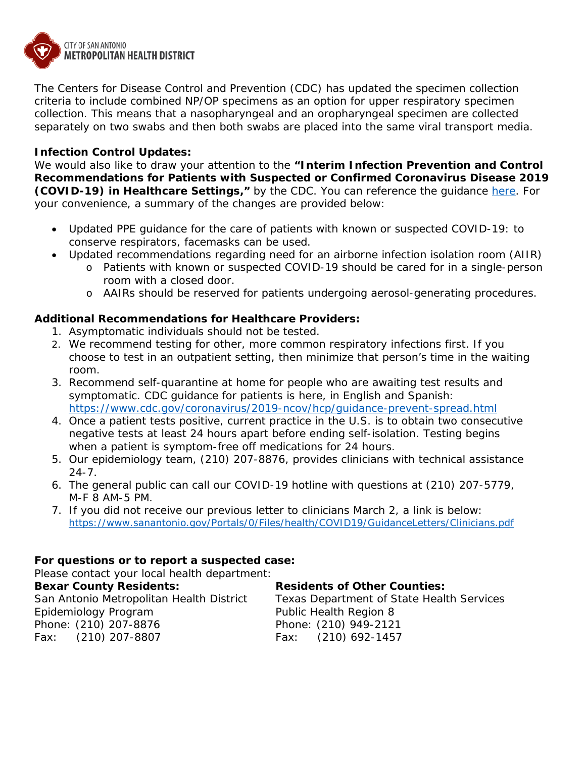CITY OF SAN ANTONIO
**METROPOLITAN HEALTH DISTRICT**

The Centers for Disease Control and Prevention (CDC) has updated the specimen collection criteria to include combined NP/OP specimens as an option for upper respiratory specimen collection. This means that a nasopharyngeal and an oropharyngeal specimen are collected separately on two swabs and then both swabs are placed into the same viral transport media.

**Infection Control Updates:**
We would also like to draw your attention to the **"Interim Infection Prevention and Control Recommendations for Patients with Suspected or Confirmed Coronavirus Disease 2019 (COVID-19) in Healthcare Settings,"** by the CDC. You can reference the guidance here. For your convenience, a summary of the changes are provided below:

- Updated PPE guidance for the care of patients with known or suspected COVID-19: to conserve respirators, facemasks can be used.
- Updated recommendations regarding need for an airborne infection isolation room (AIIR)
  - Patients with known or suspected COVID-19 should be cared for in a single-person room with a closed door.
  - AAIRs should be reserved for patients undergoing aerosol-generating procedures.

**Additional Recommendations for Healthcare Providers:**

1. Asymptomatic individuals should not be tested.
2. We recommend testing for other, more common respiratory infections first. If you choose to test in an outpatient setting, then minimize that person's time in the waiting room.
3. Recommend self-quarantine at home for people who are awaiting test results and symptomatic. CDC guidance for patients is here, in English and Spanish: https://www.cdc.gov/coronavirus/2019-ncov/hcp/guidance-prevent-spread.html
4. Once a patient tests positive, current practice in the U.S. is to obtain two consecutive negative tests at least 24 hours apart before ending self-isolation. Testing begins when a patient is symptom-free off medications for 24 hours.
5. Our epidemiology team, (210) 207-8876, provides clinicians with technical assistance 24-7.
6. The general public can call our COVID-19 hotline with questions at (210) 207-5779, M-F 8 AM-5 PM.
7. If you did not receive our previous letter to clinicians March 2, a link is below: https://www.sanantonio.gov/Portals/0/Files/health/COVID19/GuidanceLetters/Clinicians.pdf

**For questions or to report a suspected case:**
Please contact your local health department:

**Bexar County Residents:**
San Antonio Metropolitan Health District
Epidemiology Program
Phone: (210) 207-8876
Fax: (210) 207-8807

**Residents of Other Counties:**
Texas Department of State Health Services
Public Health Region 8
Phone: (210) 949-2121
Fax: (210) 692-1457